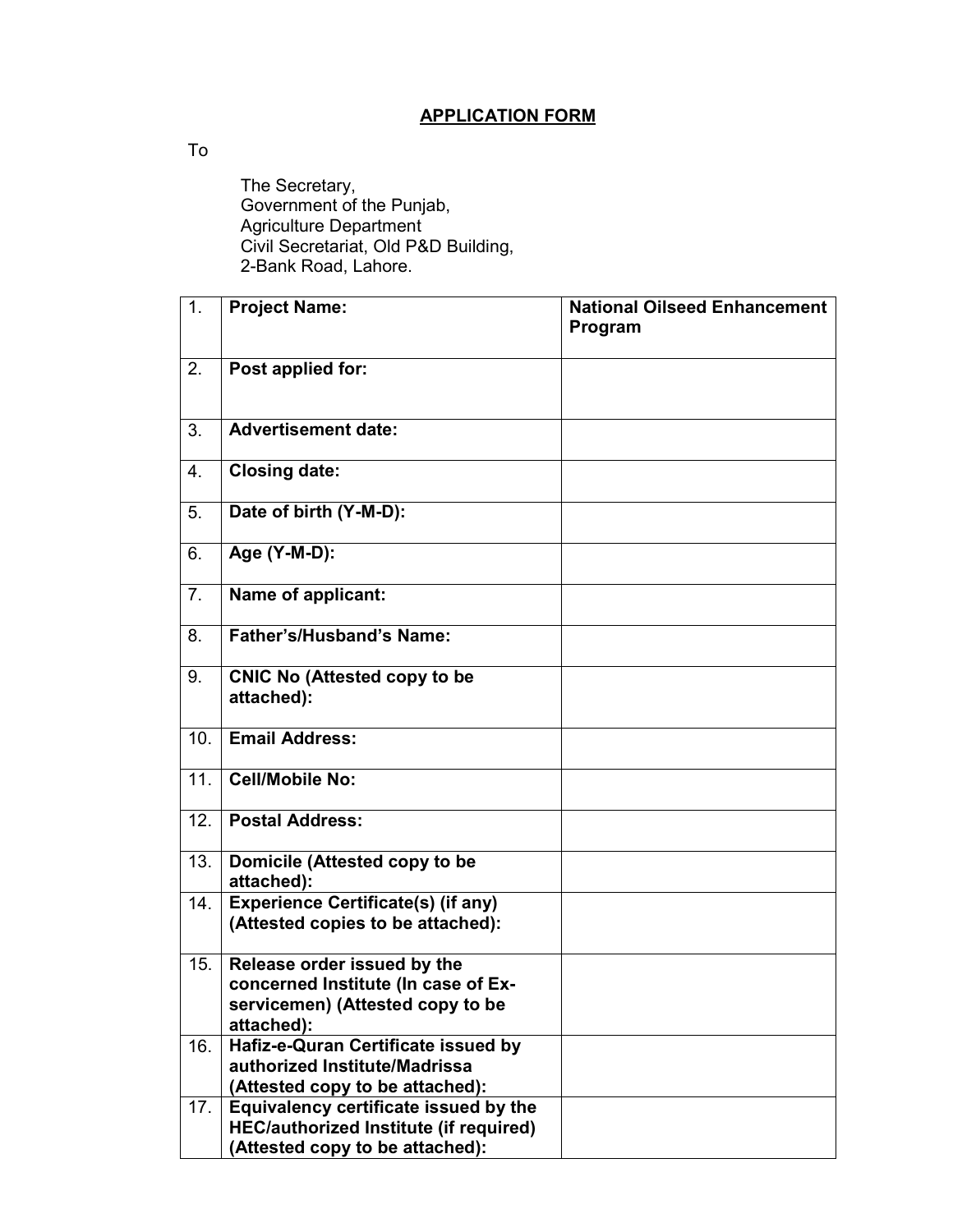# APPLICATION FORM

To

The Secretary,
Government of the Punjab,
Agriculture Department
Civil Secretariat, Old P&D Building,
2-Bank Road, Lahore.

| | | |
|---|---|---|
| 1. | **Project Name:** | **National Oilseed Enhancement Program** |
| 2. | **Post applied for:** | |
| 3. | **Advertisement date:** | |
| 4. | **Closing date:** | |
| 5. | **Date of birth (Y-M-D):** | |
| 6. | **Age (Y-M-D):** | |
| 7. | **Name of applicant:** | |
| 8. | **Father's/Husband's Name:** | |
| 9. | **CNIC No (Attested copy to be attached):** | |
| 10. | **Email Address:** | |
| 11. | **Cell/Mobile No:** | |
| 12. | **Postal Address:** | |
| 13. | **Domicile (Attested copy to be attached):** | |
| 14. | **Experience Certificate(s) (if any) (Attested copies to be attached):** | |
| 15. | **Release order issued by the concerned Institute (In case of Ex-servicemen) (Attested copy to be attached):** | |
| 16. | **Hafiz-e-Quran Certificate issued by authorized Institute/Madrissa (Attested copy to be attached):** | |
| 17. | **Equivalency certificate issued by the HEC/authorized Institute (if required) (Attested copy to be attached):** | |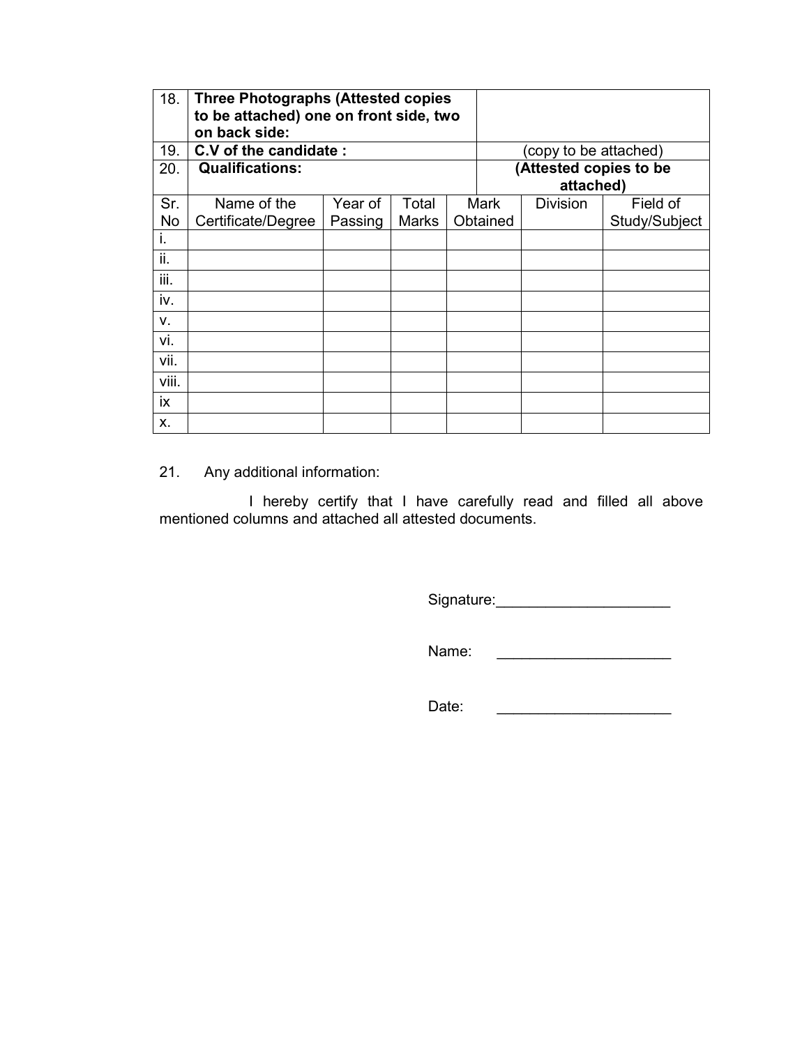| | | |
|---|---|---|
| 18. | **Three Photographs (Attested copies to be attached) one on front side, two on back side:** | |
| 19. | **C.V of the candidate :** | (copy to be attached) |
| 20. | **Qualifications:** | **(Attested copies to be attached)** |

| Sr. No | Name of the Certificate/Degree | Year of Passing | Total Marks | Mark Obtained | Division | Field of Study/Subject |
|---|---|---|---|---|---|---|
| i. | | | | | | |
| ii. | | | | | | |
| iii. | | | | | | |
| iv. | | | | | | |
| v. | | | | | | |
| vi. | | | | | | |
| vii. | | | | | | |
| viii. | | | | | | |
| ix | | | | | | |
| x. | | | | | | |

21. Any additional information:

I hereby certify that I have carefully read and filled all above mentioned columns and attached all attested documents.

Signature:_____________________

Name: _____________________

Date: _____________________